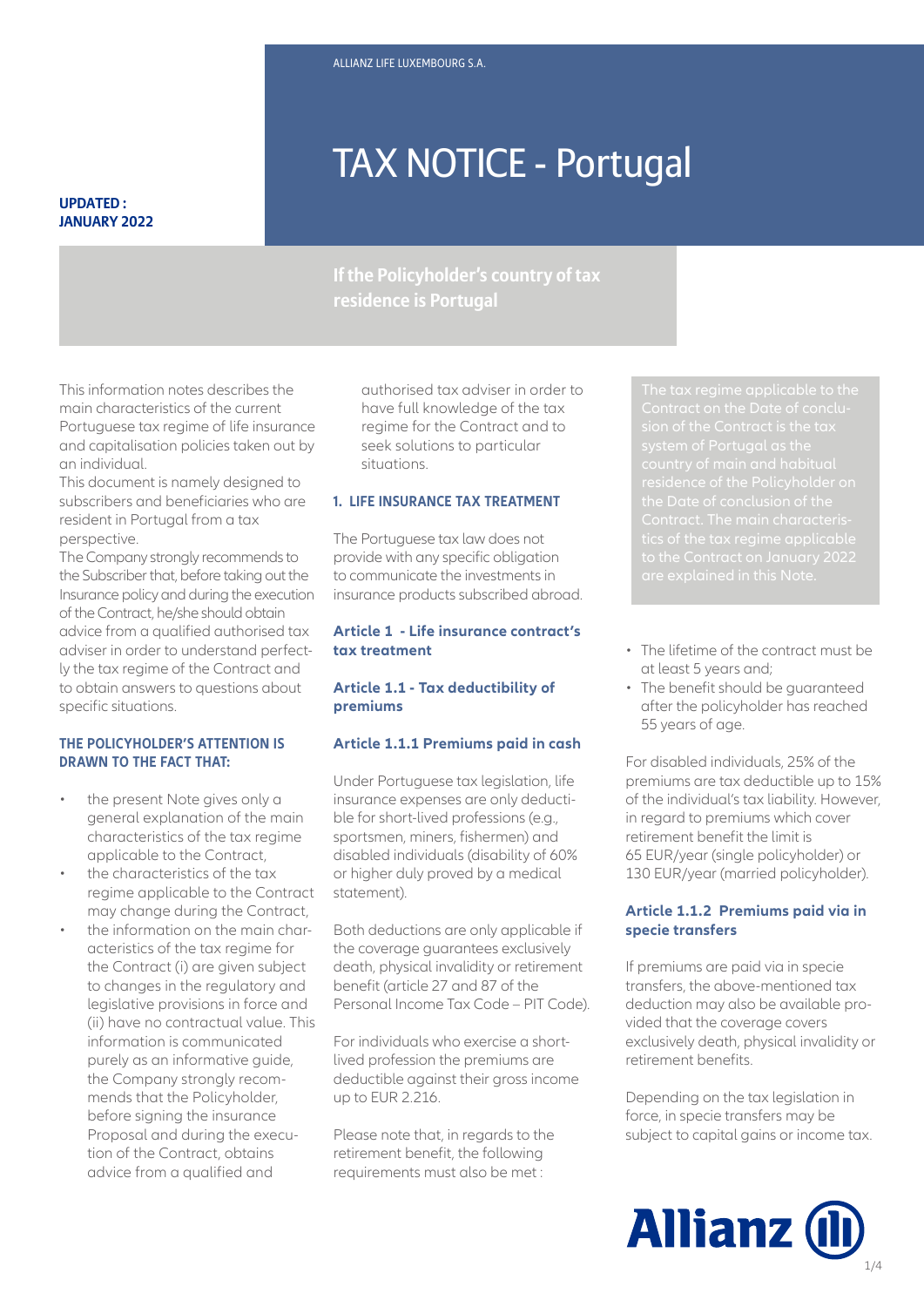ALLIANZ LIFE LUXEMBOURG S.A.

# TAX NOTICE - Portugal

**UPDATED : JANUARY 2022**

## If the Policyholder's country of tax residence is Portugal

This information notes describes the main characteristics of the current Portuguese tax regime of life insurance and capitalisation policies taken out by an individual.

This document is namely designed to subscribers and beneficiaries who are resident in Portugal from a tax perspective.

The Company strongly recommends to the Subscriber that, before taking out the Insurance policy and during the execution of the Contract, he/she should obtain advice from a qualified authorised tax adviser in order to understand perfectly the tax regime of the Contract and to obtain answers to questions about specific situations.

**THE POLICYHOLDER'S ATTENTION IS DRAWN TO THE FACT THAT:**

- the present Note gives only a general explanation of the main characteristics of the tax regime applicable to the Contract,
- the characteristics of the tax regime applicable to the Contract may change during the Contract,
- the information on the main characteristics of the tax regime for the Contract (i) are given subject to changes in the regulatory and legislative provisions in force and (ii) have no contractual value. This information is communicated purely as an informative guide, the Company strongly recommends that the Policyholder, before signing the insurance Proposal and during the execution of the Contract, obtains advice from a qualified and authorised tax adviser in order to have full knowledge of the tax regime for the Contract and to seek solutions to particular situations.

### 1. LIFE INSURANCE TAX TREATMENT

The Portuguese tax law does not provide with any specific obligation to communicate the investments in insurance products subscribed abroad.

#### Article 1 - Life insurance contract's tax treatment

#### Article 1.1 - Tax deductibility of premiums

#### Article 1.1.1 Premiums paid in cash

Under Portuguese tax legislation, life insurance expenses are only deductible for short-lived professions (e.g., sportsmen, miners, fishermen) and disabled individuals (disability of 60% or higher duly proved by a medical statement).

Both deductions are only applicable if the coverage guarantees exclusively death, physical invalidity or retirement benefit (article 27 and 87 of the Personal Income Tax Code – PIT Code).

For individuals who exercise a short-lived profession the premiums are deductible against their gross income up to EUR 2.216.

Please note that, in regards to the retirement benefit, the following requirements must also be met :

- The lifetime of the contract must be at least 5 years and;
- The benefit should be guaranteed after the policyholder has reached 55 years of age.

For disabled individuals, 25% of the premiums are tax deductible up to 15% of the individual's tax liability. However, in regard to premiums which cover retirement benefit the limit is 65 EUR/year (single policyholder) or 130 EUR/year (married policyholder).

#### Article 1.1.2 Premiums paid via in specie transfers

If premiums are paid via in specie transfers, the above-mentioned tax deduction may also be available provided that the coverage covers exclusively death, physical invalidity or retirement benefits.

Depending on the tax legislation in force, in specie transfers may be subject to capital gains or income tax.

The tax regime applicable to the Contract on the Date of conclusion of the Contract is the tax system of Portugal as the country of main and habitual residence of the Policyholder on the Date of conclusion of the Contract. The main characteristics of the tax regime applicable to the Contract on January 2022 are explained in this Note.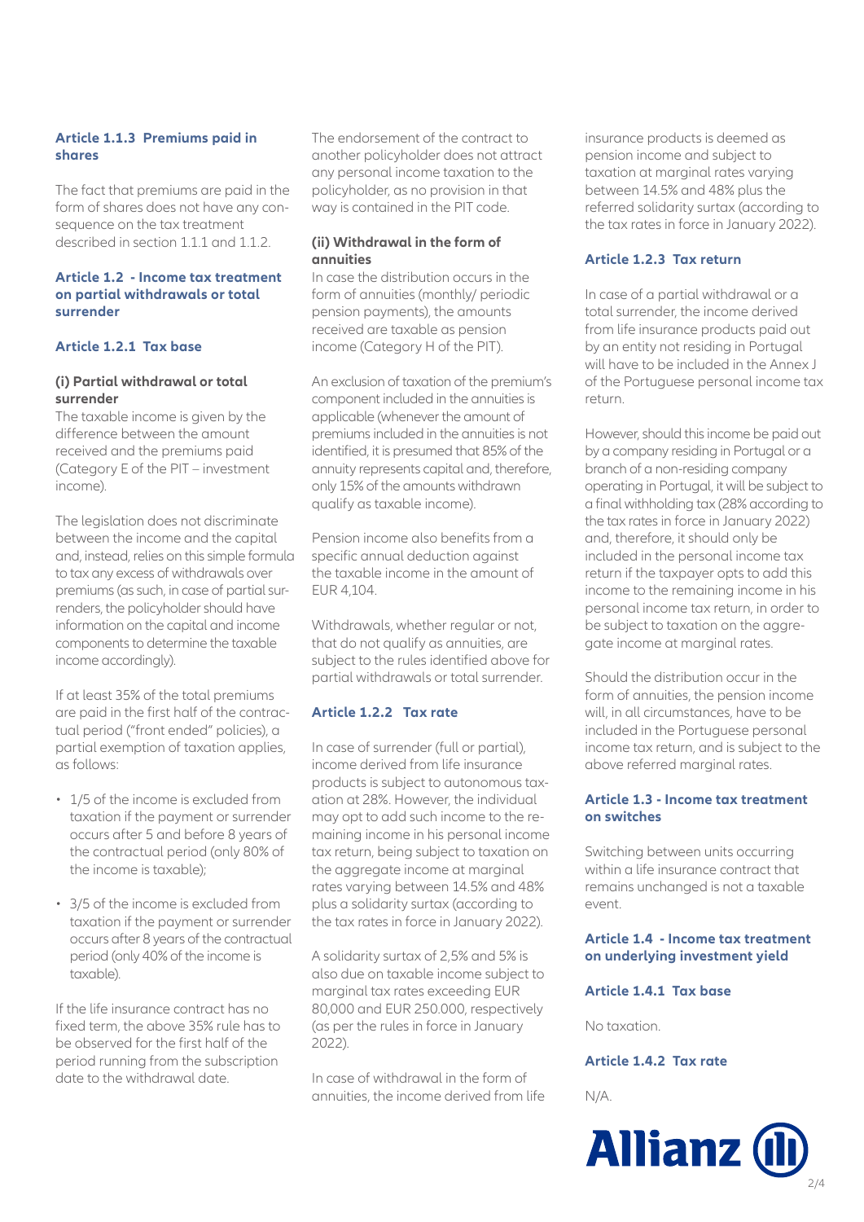### Article 1.1.3 Premiums paid in shares

The fact that premiums are paid in the form of shares does not have any consequence on the tax treatment described in section 1.1.1 and 1.1.2.

## Article 1.2 - Income tax treatment on partial withdrawals or total surrender

### Article 1.2.1 Tax base

**(i) Partial withdrawal or total surrender**

The taxable income is given by the difference between the amount received and the premiums paid (Category E of the PIT – investment income).

The legislation does not discriminate between the income and the capital and, instead, relies on this simple formula to tax any excess of withdrawals over premiums (as such, in case of partial surrenders, the policyholder should have information on the capital and income components to determine the taxable income accordingly).

If at least 35% of the total premiums are paid in the first half of the contractual period ("front ended" policies), a partial exemption of taxation applies, as follows:

- 1/5 of the income is excluded from taxation if the payment or surrender occurs after 5 and before 8 years of the contractual period (only 80% of the income is taxable);
- 3/5 of the income is excluded from taxation if the payment or surrender occurs after 8 years of the contractual period (only 40% of the income is taxable).

If the life insurance contract has no fixed term, the above 35% rule has to be observed for the first half of the period running from the subscription date to the withdrawal date.

The endorsement of the contract to another policyholder does not attract any personal income taxation to the policyholder, as no provision in that way is contained in the PIT code.

**(ii) Withdrawal in the form of annuities**

In case the distribution occurs in the form of annuities (monthly/ periodic pension payments), the amounts received are taxable as pension income (Category H of the PIT).

An exclusion of taxation of the premium's component included in the annuities is applicable (whenever the amount of premiums included in the annuities is not identified, it is presumed that 85% of the annuity represents capital and, therefore, only 15% of the amounts withdrawn qualify as taxable income).

Pension income also benefits from a specific annual deduction against the taxable income in the amount of EUR 4,104.

Withdrawals, whether regular or not, that do not qualify as annuities, are subject to the rules identified above for partial withdrawals or total surrender.

### Article 1.2.2 Tax rate

In case of surrender (full or partial), income derived from life insurance products is subject to autonomous taxation at 28%. However, the individual may opt to add such income to the remaining income in his personal income tax return, being subject to taxation on the aggregate income at marginal rates varying between 14.5% and 48% plus a solidarity surtax (according to the tax rates in force in January 2022).

A solidarity surtax of 2,5% and 5% is also due on taxable income subject to marginal tax rates exceeding EUR 80,000 and EUR 250.000, respectively (as per the rules in force in January 2022).

In case of withdrawal in the form of annuities, the income derived from life insurance products is deemed as pension income and subject to taxation at marginal rates varying between 14.5% and 48% plus the referred solidarity surtax (according to the tax rates in force in January 2022).

### Article 1.2.3 Tax return

In case of a partial withdrawal or a total surrender, the income derived from life insurance products paid out by an entity not residing in Portugal will have to be included in the Annex J of the Portuguese personal income tax return.

However, should this income be paid out by a company residing in Portugal or a branch of a non-residing company operating in Portugal, it will be subject to a final withholding tax (28% according to the tax rates in force in January 2022) and, therefore, it should only be included in the personal income tax return if the taxpayer opts to add this income to the remaining income in his personal income tax return, in order to be subject to taxation on the aggregate income at marginal rates.

Should the distribution occur in the form of annuities, the pension income will, in all circumstances, have to be included in the Portuguese personal income tax return, and is subject to the above referred marginal rates.

## Article 1.3 - Income tax treatment on switches

Switching between units occurring within a life insurance contract that remains unchanged is not a taxable event.

## Article 1.4 - Income tax treatment on underlying investment yield

### Article 1.4.1 Tax base

No taxation.

### Article 1.4.2 Tax rate

N/A.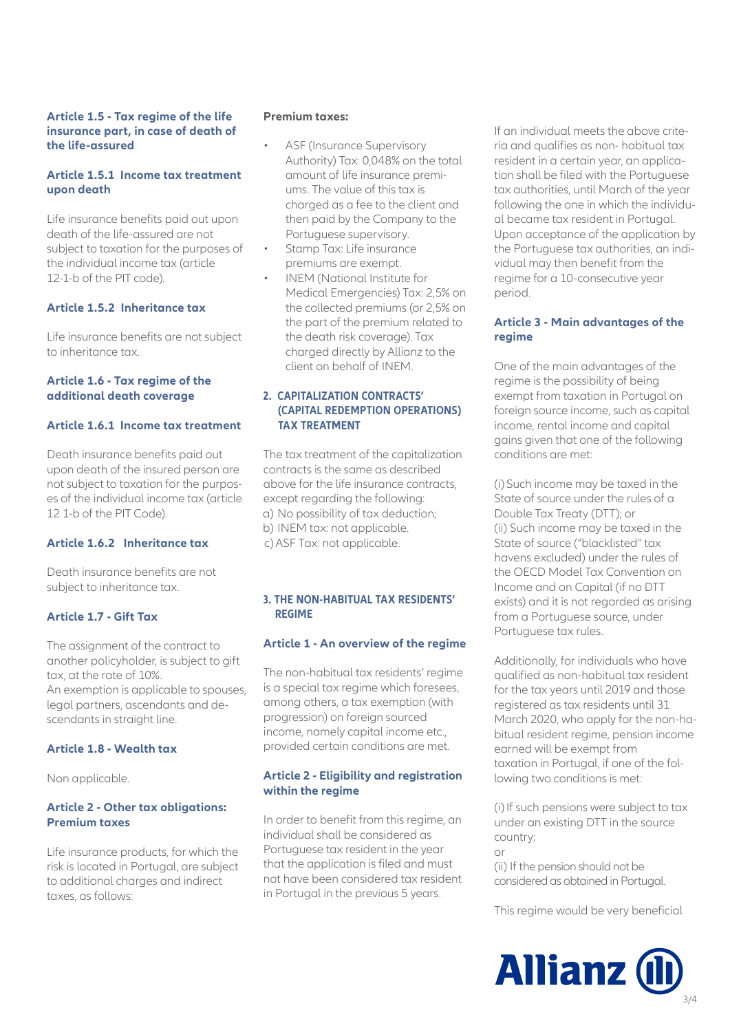### Article 1.5 - Tax regime of the life insurance part, in case of death of the life-assured

#### Article 1.5.1 Income tax treatment upon death

Life insurance benefits paid out upon death of the life-assured are not subject to taxation for the purposes of the individual income tax (article 12-1-b of the PIT code).

#### Article 1.5.2 Inheritance tax

Life insurance benefits are not subject to inheritance tax.

### Article 1.6 - Tax regime of the additional death coverage

#### Article 1.6.1 Income tax treatment

Death insurance benefits paid out upon death of the insured person are not subject to taxation for the purposes of the individual income tax (article 12 1-b of the PIT Code).

#### Article 1.6.2 Inheritance tax

Death insurance benefits are not subject to inheritance tax.

### Article 1.7 - Gift Tax

The assignment of the contract to another policyholder, is subject to gift tax, at the rate of 10%.
An exemption is applicable to spouses, legal partners, ascendants and descendants in straight line.

### Article 1.8 - Wealth tax

Non applicable.

### Article 2 - Other tax obligations: Premium taxes

Life insurance products, for which the risk is located in Portugal, are subject to additional charges and indirect taxes, as follows:

**Premium taxes:**

- ASF (Insurance Supervisory Authority) Tax: 0,048% on the total amount of life insurance premiums. The value of this tax is charged as a fee to the client and then paid by the Company to the Portuguese supervisory.
- Stamp Tax: Life insurance premiums are exempt.
- INEM (National Institute for Medical Emergencies) Tax: 2,5% on the collected premiums (or 2,5% on the part of the premium related to the death risk coverage). Tax charged directly by Allianz to the client on behalf of INEM.

## 2. CAPITALIZATION CONTRACTS' (CAPITAL REDEMPTION OPERATIONS) TAX TREATMENT

The tax treatment of the capitalization contracts is the same as described above for the life insurance contracts, except regarding the following:
a) No possibility of tax deduction;
b) INEM tax: not applicable.
c) ASF Tax: not applicable.

## 3. THE NON-HABITUAL TAX RESIDENTS' REGIME

### Article 1 - An overview of the regime

The non-habitual tax residents' regime is a special tax regime which foresees, among others, a tax exemption (with progression) on foreign sourced income, namely capital income etc., provided certain conditions are met.

### Article 2 - Eligibility and registration within the regime

In order to benefit from this regime, an individual shall be considered as Portuguese tax resident in the year that the application is filed and must not have been considered tax resident in Portugal in the previous 5 years.

If an individual meets the above criteria and qualifies as non- habitual tax resident in a certain year, an application shall be filed with the Portuguese tax authorities, until March of the year following the one in which the individual became tax resident in Portugal. Upon acceptance of the application by the Portuguese tax authorities, an individual may then benefit from the regime for a 10-consecutive year period.

### Article 3 - Main advantages of the regime

One of the main advantages of the regime is the possibility of being exempt from taxation in Portugal on foreign source income, such as capital income, rental income and capital gains given that one of the following conditions are met:

(i) Such income may be taxed in the State of source under the rules of a Double Tax Treaty (DTT); or
(ii) Such income may be taxed in the State of source ("blacklisted" tax havens excluded) under the rules of the OECD Model Tax Convention on Income and on Capital (if no DTT exists) and it is not regarded as arising from a Portuguese source, under Portuguese tax rules.

Additionally, for individuals who have qualified as non-habitual tax resident for the tax years until 2019 and those registered as tax residents until 31 March 2020, who apply for the non-habitual resident regime, pension income earned will be exempt from taxation in Portugal, if one of the following two conditions is met:

(i) If such pensions were subject to tax under an existing DTT in the source country;
or
(ii) If the pension should not be considered as obtained in Portugal.

This regime would be very beneficial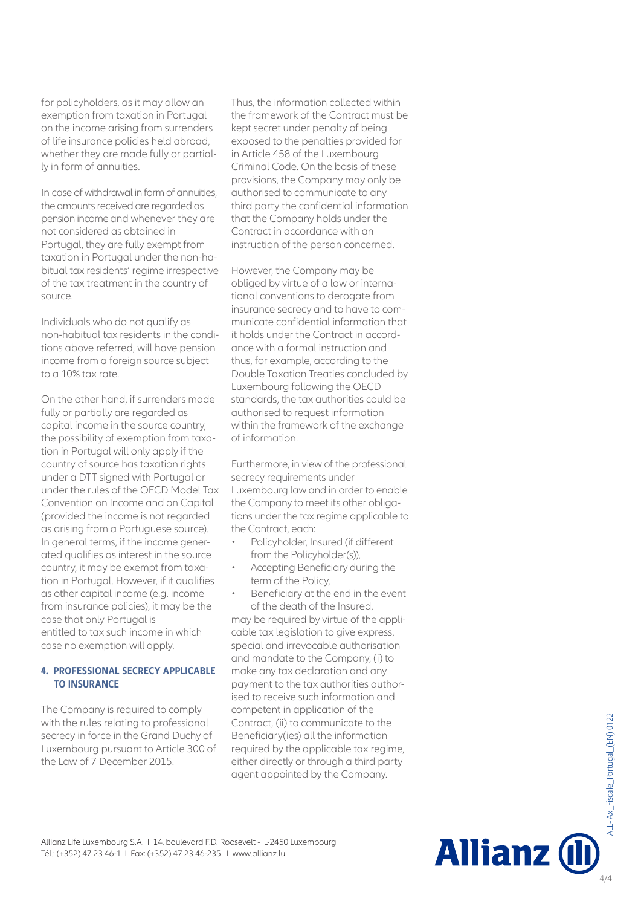for policyholders, as it may allow an exemption from taxation in Portugal on the income arising from surrenders of life insurance policies held abroad, whether they are made fully or partially in form of annuities.

In case of withdrawal in form of annuities, the amounts received are regarded as pension income and whenever they are not considered as obtained in Portugal, they are fully exempt from taxation in Portugal under the non-habitual tax residents' regime irrespective of the tax treatment in the country of source.

Individuals who do not qualify as non-habitual tax residents in the conditions above referred, will have pension income from a foreign source subject to a 10% tax rate.

On the other hand, if surrenders made fully or partially are regarded as capital income in the source country, the possibility of exemption from taxation in Portugal will only apply if the country of source has taxation rights under a DTT signed with Portugal or under the rules of the OECD Model Tax Convention on Income and on Capital (provided the income is not regarded as arising from a Portuguese source). In general terms, if the income generated qualifies as interest in the source country, it may be exempt from taxation in Portugal. However, if it qualifies as other capital income (e.g. income from insurance policies), it may be the case that only Portugal is entitled to tax such income in which case no exemption will apply.

## 4. PROFESSIONAL SECRECY APPLICABLE TO INSURANCE

The Company is required to comply with the rules relating to professional secrecy in force in the Grand Duchy of Luxembourg pursuant to Article 300 of the Law of 7 December 2015.

Thus, the information collected within the framework of the Contract must be kept secret under penalty of being exposed to the penalties provided for in Article 458 of the Luxembourg Criminal Code. On the basis of these provisions, the Company may only be authorised to communicate to any third party the confidential information that the Company holds under the Contract in accordance with an instruction of the person concerned.

However, the Company may be obliged by virtue of a law or international conventions to derogate from insurance secrecy and to have to communicate confidential information that it holds under the Contract in accordance with a formal instruction and thus, for example, according to the Double Taxation Treaties concluded by Luxembourg following the OECD standards, the tax authorities could be authorised to request information within the framework of the exchange of information.

Furthermore, in view of the professional secrecy requirements under Luxembourg law and in order to enable the Company to meet its other obligations under the tax regime applicable to the Contract, each:

- Policyholder, Insured (if different from the Policyholder(s)),
- Accepting Beneficiary during the term of the Policy,
- Beneficiary at the end in the event of the death of the Insured,

may be required by virtue of the applicable tax legislation to give express, special and irrevocable authorisation and mandate to the Company, (i) to make any tax declaration and any payment to the tax authorities authorised to receive such information and competent in application of the Contract, (ii) to communicate to the Beneficiary(ies) all the information required by the applicable tax regime, either directly or through a third party agent appointed by the Company.

Allianz Life Luxembourg S.A. | 14, boulevard F.D. Roosevelt - L-2450 Luxembourg
Tél.: (+352) 47 23 46-1 | Fax: (+352) 47 23 46-235 | www.allianz.lu

ALL- Ax_Fiscale_Portugal_(EN) 0122